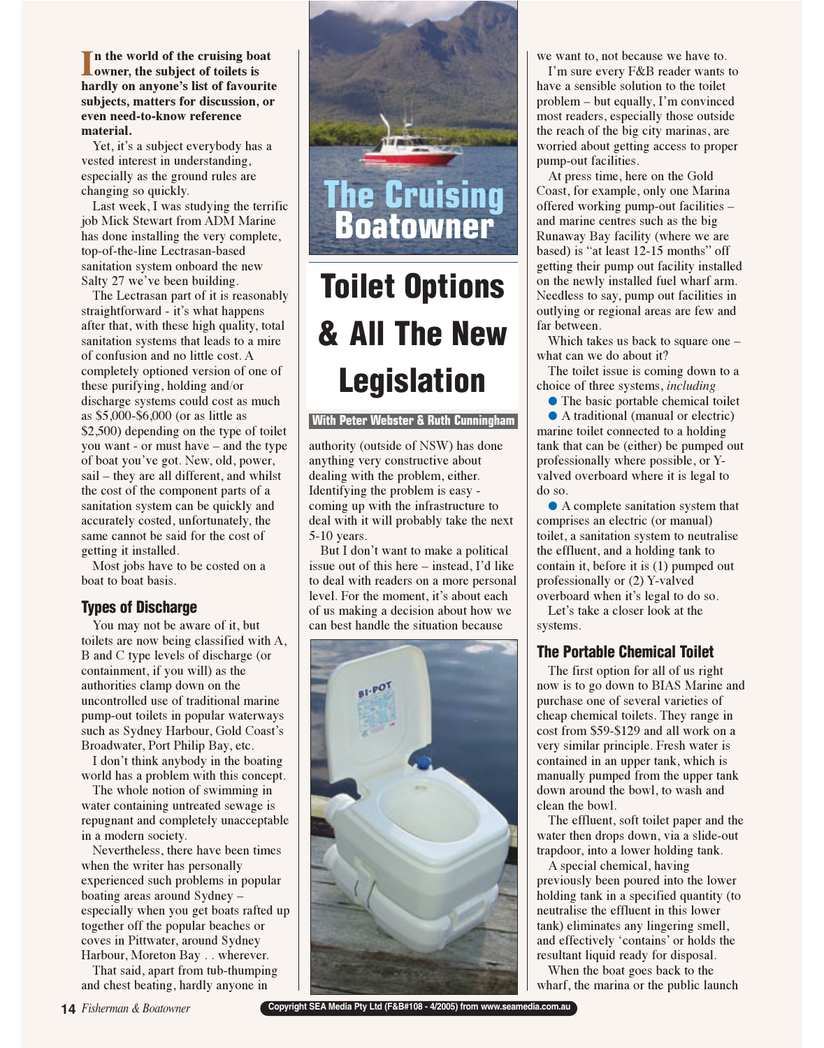# Toilet Options & All The New Legislation

The Cruising Boatowner

With Peter Webster & Ruth Cunningham

**In the world of the cruising boat owner, the subject of toilets is hardly on anyone's list of favourite subjects, matters for discussion, or even need-to-know reference material.**

Yet, it's a subject everybody has a vested interest in understanding, especially as the ground rules are changing so quickly.

Last week, I was studying the terrific job Mick Stewart from ADM Marine has done installing the very complete, top-of-the-line Lectrasan-based sanitation system onboard the new Salty 27 we've been building.

The Lectrasan part of it is reasonably straightforward - it's what happens after that, with these high quality, total sanitation systems that leads to a mire of confusion and no little cost. A completely optioned version of one of these purifying, holding and/or discharge systems could cost as much as $5,000-$6,000 (or as little as $2,500) depending on the type of toilet you want - or must have – and the type of boat you've got. New, old, power, sail – they are all different, and whilst the cost of the component parts of a sanitation system can be quickly and accurately costed, unfortunately, the same cannot be said for the cost of getting it installed.

Most jobs have to be costed on a boat to boat basis.

## Types of Discharge

You may not be aware of it, but toilets are now being classified with A, B and C type levels of discharge (or containment, if you will) as the authorities clamp down on the uncontrolled use of traditional marine pump-out toilets in popular waterways such as Sydney Harbour, Gold Coast's Broadwater, Port Philip Bay, etc.

I don't think anybody in the boating world has a problem with this concept.

The whole notion of swimming in water containing untreated sewage is repugnant and completely unacceptable in a modern society.

Nevertheless, there have been times when the writer has personally experienced such problems in popular boating areas around Sydney – especially when you get boats rafted up together off the popular beaches or coves in Pittwater, around Sydney Harbour, Moreton Bay . . wherever.

That said, apart from tub-thumping and chest beating, hardly anyone in authority (outside of NSW) has done anything very constructive about dealing with the problem, either. Identifying the problem is easy - coming up with the infrastructure to deal with it will probably take the next 5-10 years.

But I don't want to make a political issue out of this here – instead, I'd like to deal with readers on a more personal level. For the moment, it's about each of us making a decision about how we can best handle the situation because we want to, not because we have to.

I'm sure every F&B reader wants to have a sensible solution to the toilet problem – but equally, I'm convinced most readers, especially those outside the reach of the big city marinas, are worried about getting access to proper pump-out facilities.

At press time, here on the Gold Coast, for example, only one Marina offered working pump-out facilities – and marine centres such as the big Runaway Bay facility (where we are based) is "at least 12-15 months" off getting their pump out facility installed on the newly installed fuel wharf arm. Needless to say, pump out facilities in outlying or regional areas are few and far between.

Which takes us back to square one – what can we do about it?

The toilet issue is coming down to a choice of three systems, *including*

- The basic portable chemical toilet
- A traditional (manual or electric) marine toilet connected to a holding tank that can be (either) be pumped out professionally where possible, or Y-valved overboard where it is legal to do so.
- A complete sanitation system that comprises an electric (or manual) toilet, a sanitation system to neutralise the effluent, and a holding tank to contain it, before it is (1) pumped out professionally or (2) Y-valved overboard when it's legal to do so.

Let's take a closer look at the systems.

## The Portable Chemical Toilet

The first option for all of us right now is to go down to BIAS Marine and purchase one of several varieties of cheap chemical toilets. They range in cost from $59-$129 and all work on a very similar principle. Fresh water is contained in an upper tank, which is manually pumped from the upper tank down around the bowl, to wash and clean the bowl.

The effluent, soft toilet paper and the water then drops down, via a slide-out trapdoor, into a lower holding tank.

A special chemical, having previously been poured into the lower holding tank in a specified quantity (to neutralise the effluent in this lower tank) eliminates any lingering smell, and effectively 'contains' or holds the resultant liquid ready for disposal.

When the boat goes back to the wharf, the marina or the public launch

Copyright SEA Media Pty Ltd (F&B#108 - 4/2005) from www.seamedia.com.au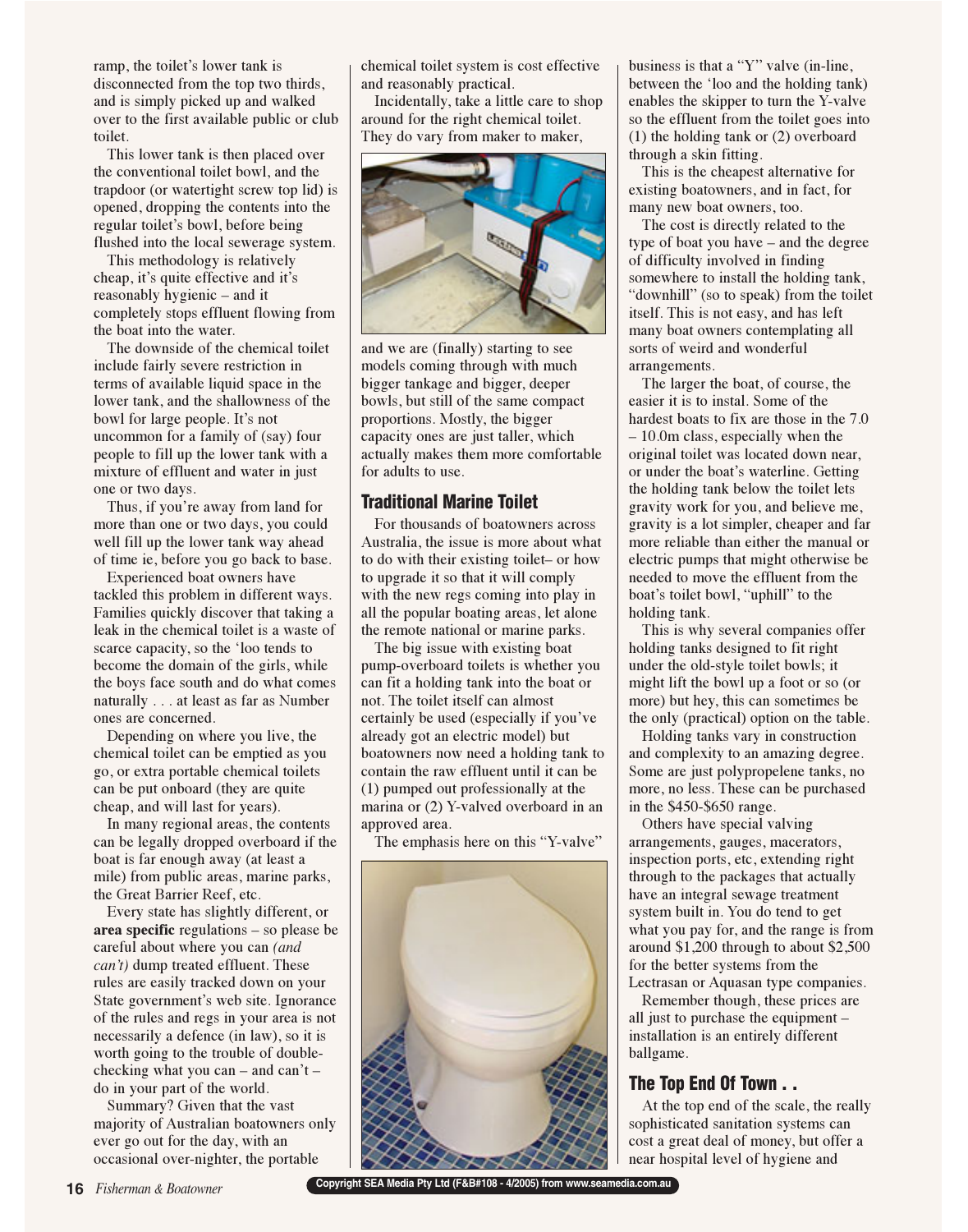ramp, the toilet's lower tank is disconnected from the top two thirds, and is simply picked up and walked over to the first available public or club toilet.

This lower tank is then placed over the conventional toilet bowl, and the trapdoor (or watertight screw top lid) is opened, dropping the contents into the regular toilet's bowl, before being flushed into the local sewerage system.

This methodology is relatively cheap, it's quite effective and it's reasonably hygienic – and it completely stops effluent flowing from the boat into the water.

The downside of the chemical toilet include fairly severe restriction in terms of available liquid space in the lower tank, and the shallowness of the bowl for large people. It's not uncommon for a family of (say) four people to fill up the lower tank with a mixture of effluent and water in just one or two days.

Thus, if you're away from land for more than one or two days, you could well fill up the lower tank way ahead of time ie, before you go back to base.

Experienced boat owners have tackled this problem in different ways. Families quickly discover that taking a leak in the chemical toilet is a waste of scarce capacity, so the 'loo tends to become the domain of the girls, while the boys face south and do what comes naturally . . . at least as far as Number ones are concerned.

Depending on where you live, the chemical toilet can be emptied as you go, or extra portable chemical toilets can be put onboard (they are quite cheap, and will last for years).

In many regional areas, the contents can be legally dropped overboard if the boat is far enough away (at least a mile) from public areas, marine parks, the Great Barrier Reef, etc.

Every state has slightly different, or **area specific** regulations – so please be careful about where you can *(and can't)* dump treated effluent. These rules are easily tracked down on your State government's web site. Ignorance of the rules and regs in your area is not necessarily a defence (in law), so it is worth going to the trouble of double-checking what you can – and can't – do in your part of the world.

Summary? Given that the vast majority of Australian boatowners only ever go out for the day, with an occasional over-nighter, the portable chemical toilet system is cost effective and reasonably practical.

Incidentally, take a little care to shop around for the right chemical toilet. They do vary from maker to maker, and we are (finally) starting to see models coming through with much bigger tankage and bigger, deeper bowls, but still of the same compact proportions. Mostly, the bigger capacity ones are just taller, which actually makes them more comfortable for adults to use.

## Traditional Marine Toilet

For thousands of boatowners across Australia, the issue is more about what to do with their existing toilet– or how to upgrade it so that it will comply with the new regs coming into play in all the popular boating areas, let alone the remote national or marine parks.

The big issue with existing boat pump-overboard toilets is whether you can fit a holding tank into the boat or not. The toilet itself can almost certainly be used (especially if you've already got an electric model) but boatowners now need a holding tank to contain the raw effluent until it can be (1) pumped out professionally at the marina or (2) Y-valved overboard in an approved area.

The emphasis here on this "Y-valve" business is that a "Y" valve (in-line, between the 'loo and the holding tank) enables the skipper to turn the Y-valve so the effluent from the toilet goes into (1) the holding tank or (2) overboard through a skin fitting.

This is the cheapest alternative for existing boatowners, and in fact, for many new boat owners, too.

The cost is directly related to the type of boat you have – and the degree of difficulty involved in finding somewhere to install the holding tank, "downhill" (so to speak) from the toilet itself. This is not easy, and has left many boat owners contemplating all sorts of weird and wonderful arrangements.

The larger the boat, of course, the easier it is to instal. Some of the hardest boats to fix are those in the 7.0 – 10.0m class, especially when the original toilet was located down near, or under the boat's waterline. Getting the holding tank below the toilet lets gravity work for you, and believe me, gravity is a lot simpler, cheaper and far more reliable than either the manual or electric pumps that might otherwise be needed to move the effluent from the boat's toilet bowl, "uphill" to the holding tank.

This is why several companies offer holding tanks designed to fit right under the old-style toilet bowls; it might lift the bowl up a foot or so (or more) but hey, this can sometimes be the only (practical) option on the table.

Holding tanks vary in construction and complexity to an amazing degree. Some are just polypropelene tanks, no more, no less. These can be purchased in the $450-$650 range.

Others have special valving arrangements, gauges, macerators, inspection ports, etc, extending right through to the packages that actually have an integral sewage treatment system built in. You do tend to get what you pay for, and the range is from around $1,200 through to about $2,500 for the better systems from the Lectrasan or Aquasan type companies.

Remember though, these prices are all just to purchase the equipment – installation is an entirely different ballgame.

## The Top End Of Town . .

At the top end of the scale, the really sophisticated sanitation systems can cost a great deal of money, but offer a near hospital level of hygiene and

Copyright SEA Media Pty Ltd (F&B#108 - 4/2005) from www.seamedia.com.au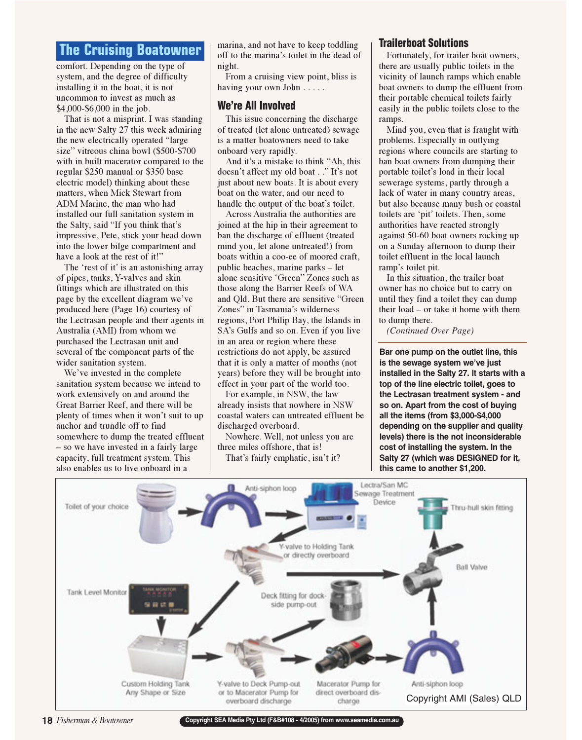## The Cruising Boatowner

comfort. Depending on the type of system, and the degree of difficulty installing it in the boat, it is not uncommon to invest as much as $4,000-$6,000 in the job.

That is not a misprint. I was standing in the new Salty 27 this week admiring the new electrically operated "large size" vitreous china bowl ($500-$700 with in built macerator compared to the regular $250 manual or $350 base electric model) thinking about these matters, when Mick Stewart from ADM Marine, the man who had installed our full sanitation system in the Salty, said "If you think that's impressive, Pete, stick your head down into the lower bilge compartment and have a look at the rest of it!"

The 'rest of it' is an astonishing array of pipes, tanks, Y-valves and skin fittings which are illustrated on this page by the excellent diagram we've produced here (Page 16) courtesy of the Lectrasan people and their agents in Australia (AMI) from whom we purchased the Lectrasan unit and several of the component parts of the wider sanitation system.

We've invested in the complete sanitation system because we intend to work extensively on and around the Great Barrier Reef, and there will be plenty of times when it won't suit to up anchor and trundle off to find somewhere to dump the treated effluent – so we have invested in a fairly large capacity, full treatment system. This also enables us to live onboard in a marina, and not have to keep toddling off to the marina's toilet in the dead of night.

From a cruising view point, bliss is having your own John . . . . .

### We're All Involved

This issue concerning the discharge of treated (let alone untreated) sewage is a matter boatowners need to take onboard very rapidly.

And it's a mistake to think "Ah, this doesn't affect my old boat . ." It's not just about new boats. It is about every boat on the water, and our need to handle the output of the boat's toilet.

Across Australia the authorities are joined at the hip in their agreement to ban the discharge of effluent (treated mind you, let alone untreated!) from boats within a coo-ee of moored craft, public beaches, marine parks – let alone sensitive 'Green' Zones such as those along the Barrier Reefs of WA and Qld. But there are sensitive "Green Zones" in Tasmania's wilderness regions, Port Philip Bay, the Islands in SA's Gulfs and so on. Even if you live in an area or region where these restrictions do not apply, be assured that it is only a matter of months (not years) before they will be brought into effect in your part of the world too.

For example, in NSW, the law already insists that nowhere in NSW coastal waters can untreated effluent be discharged overboard.

Nowhere. Well, not unless you are three miles offshore, that is!

That's fairly emphatic, isn't it?

### Trailerboat Solutions

Fortunately, for trailer boat owners, there are usually public toilets in the vicinity of launch ramps which enable boat owners to dump the effluent from their portable chemical toilets fairly easily in the public toilets close to the ramps.

Mind you, even that is fraught with problems. Especially in outlying regions where councils are starting to ban boat owners from dumping their portable toilet's load in their local sewerage systems, partly through a lack of water in many country areas, but also because many bush or coastal toilets are 'pit' toilets. Then, some authorities have reacted strongly against 50-60 boat owners rocking up on a Sunday afternoon to dump their toilet effluent in the local launch ramp's toilet pit.

In this situation, the trailer boat owner has no choice but to carry on until they find a toilet they can dump their load – or take it home with them to dump there.

*(Continued Over Page)*

**Bar one pump on the outlet line, this is the sewage system we've just installed in the Salty 27. It starts with a top of the line electric toilet, goes to the Lectrasan treatment system - and so on. Apart from the cost of buying all the items (from $3,000-$4,000 depending on the supplier and quality levels) there is the not inconsiderable cost of installing the system. In the Salty 27 (which was DESIGNED for it, this came to another $1,200.**

Toilet of your choice · Anti-siphon loop · Lectra/San MC Sewage Treatment Device · Thru-hull skin fitting · Y-valve to Holding Tank or directly overboard · Ball Valve · Tank Level Monitor · Deck fitting for dock-side pump-out · Custom Holding Tank Any Shape or Size · Y-valve to Deck Pump-out or to Macerator Pump for overboard discharge · Macerator Pump for direct overboard discharge · Anti-siphon loop

Copyright AMI (Sales) QLD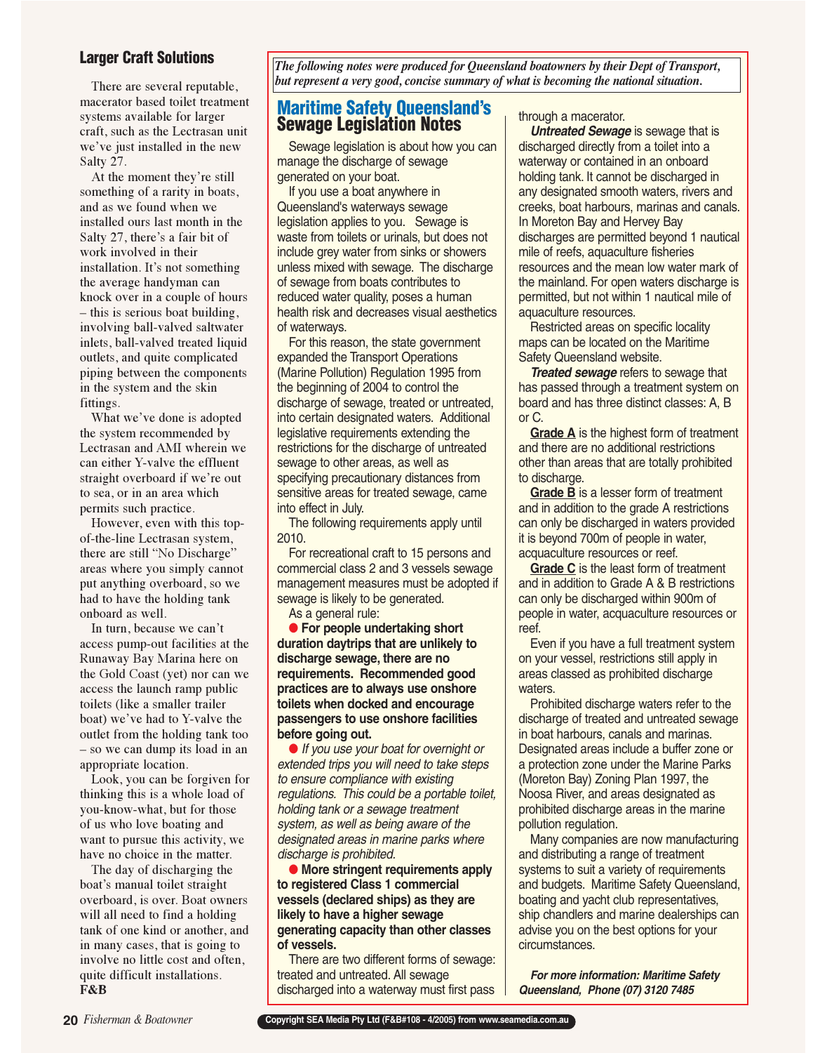## Larger Craft Solutions

There are several reputable, macerator based toilet treatment systems available for larger craft, such as the Lectrasan unit we've just installed in the new Salty 27.

At the moment they're still something of a rarity in boats, and as we found when we installed ours last month in the Salty 27, there's a fair bit of work involved in their installation. It's not something the average handyman can knock over in a couple of hours – this is serious boat building, involving ball-valved saltwater inlets, ball-valved treated liquid outlets, and quite complicated piping between the components in the system and the skin fittings.

What we've done is adopted the system recommended by Lectrasan and AMI wherein we can either Y-valve the effluent straight overboard if we're out to sea, or in an area which permits such practice.

However, even with this top-of-the-line Lectrasan system, there are still "No Discharge" areas where you simply cannot put anything overboard, so we had to have the holding tank onboard as well.

In turn, because we can't access pump-out facilities at the Runaway Bay Marina here on the Gold Coast (yet) nor can we access the launch ramp public toilets (like a smaller trailer boat) we've had to Y-valve the outlet from the holding tank too – so we can dump its load in an appropriate location.

Look, you can be forgiven for thinking this is a whole load of you-know-what, but for those of us who love boating and want to pursue this activity, we have no choice in the matter.

The day of discharging the boat's manual toilet straight overboard, is over. Boat owners will all need to find a holding tank of one kind or another, and in many cases, that is going to involve no little cost and often, quite difficult installations.
**F&B**

*The following notes were produced for Queensland boatowners by their Dept of Transport, but represent a very good, concise summary of what is becoming the national situation.*

## Maritime Safety Queensland's Sewage Legislation Notes

Sewage legislation is about how you can manage the discharge of sewage generated on your boat.

If you use a boat anywhere in Queensland's waterways sewage legislation applies to you. Sewage is waste from toilets or urinals, but does not include grey water from sinks or showers unless mixed with sewage. The discharge of sewage from boats contributes to reduced water quality, poses a human health risk and decreases visual aesthetics of waterways.

For this reason, the state government expanded the Transport Operations (Marine Pollution) Regulation 1995 from the beginning of 2004 to control the discharge of sewage, treated or untreated, into certain designated waters. Additional legislative requirements extending the restrictions for the discharge of untreated sewage to other areas, as well as specifying precautionary distances from sensitive areas for treated sewage, came into effect in July.

The following requirements apply until 2010.

For recreational craft to 15 persons and commercial class 2 and 3 vessels sewage management measures must be adopted if sewage is likely to be generated.

As a general rule:

- **For people undertaking short duration daytrips that are unlikely to discharge sewage, there are no requirements. Recommended good practices are to always use onshore toilets when docked and encourage passengers to use onshore facilities before going out.**
- *If you use your boat for overnight or extended trips you will need to take steps to ensure compliance with existing regulations. This could be a portable toilet, holding tank or a sewage treatment system, as well as being aware of the designated areas in marine parks where discharge is prohibited.*
- **More stringent requirements apply to registered Class 1 commercial vessels (declared ships) as they are likely to have a higher sewage generating capacity than other classes of vessels.**

There are two different forms of sewage: treated and untreated. All sewage discharged into a waterway must first pass through a macerator.

***Untreated Sewage*** is sewage that is discharged directly from a toilet into a waterway or contained in an onboard holding tank. It cannot be discharged in any designated smooth waters, rivers and creeks, boat harbours, marinas and canals. In Moreton Bay and Hervey Bay discharges are permitted beyond 1 nautical mile of reefs, aquaculture fisheries resources and the mean low water mark of the mainland. For open waters discharge is permitted, but not within 1 nautical mile of aquaculture resources.

Restricted areas on specific locality maps can be located on the Maritime Safety Queensland website.

***Treated sewage*** refers to sewage that has passed through a treatment system on board and has three distinct classes: A, B or C.

**Grade A** is the highest form of treatment and there are no additional restrictions other than areas that are totally prohibited to discharge.

**Grade B** is a lesser form of treatment and in addition to the grade A restrictions can only be discharged in waters provided it is beyond 700m of people in water, acquaculture resources or reef.

**Grade C** is the least form of treatment and in addition to Grade A & B restrictions can only be discharged within 900m of people in water, acquaculture resources or reef.

Even if you have a full treatment system on your vessel, restrictions still apply in areas classed as prohibited discharge waters.

Prohibited discharge waters refer to the discharge of treated and untreated sewage in boat harbours, canals and marinas. Designated areas include a buffer zone or a protection zone under the Marine Parks (Moreton Bay) Zoning Plan 1997, the Noosa River, and areas designated as prohibited discharge areas in the marine pollution regulation.

Many companies are now manufacturing and distributing a range of treatment systems to suit a variety of requirements and budgets. Maritime Safety Queensland, boating and yacht club representatives, ship chandlers and marine dealerships can advise you on the best options for your circumstances.

***For more information: Maritime Safety Queensland, Phone (07) 3120 7485***

Copyright SEA Media Pty Ltd (F&B#108 - 4/2005) from www.seamedia.com.au